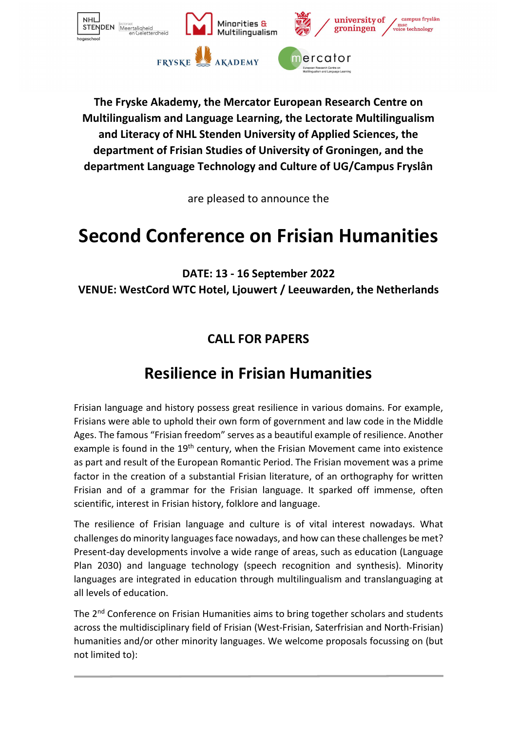**The Fryske Akademy, the Mercator European Research Centre on Multilingualism and Language Learning, the Lectorate Multilingualism and Literacy of NHL Stenden University of Applied Sciences, the department of Frisian Studies of University of Groningen, and the department Language Technology and Culture of UG/Campus Fryslân**

are pleased to announce the

# Second Conference on Frisian Humanities

**DATE: 13 - 16 September 2022**
**VENUE: WestCord WTC Hotel, Ljouwert / Leeuwarden, the Netherlands**

## CALL FOR PAPERS

## Resilience in Frisian Humanities

Frisian language and history possess great resilience in various domains. For example, Frisians were able to uphold their own form of government and law code in the Middle Ages. The famous "Frisian freedom" serves as a beautiful example of resilience. Another example is found in the 19th century, when the Frisian Movement came into existence as part and result of the European Romantic Period. The Frisian movement was a prime factor in the creation of a substantial Frisian literature, of an orthography for written Frisian and of a grammar for the Frisian language. It sparked off immense, often scientific, interest in Frisian history, folklore and language.

The resilience of Frisian language and culture is of vital interest nowadays. What challenges do minority languages face nowadays, and how can these challenges be met? Present-day developments involve a wide range of areas, such as education (Language Plan 2030) and language technology (speech recognition and synthesis). Minority languages are integrated in education through multilingualism and translanguaging at all levels of education.

The 2nd Conference on Frisian Humanities aims to bring together scholars and students across the multidisciplinary field of Frisian (West-Frisian, Saterfrisian and North-Frisian) humanities and/or other minority languages. We welcome proposals focussing on (but not limited to):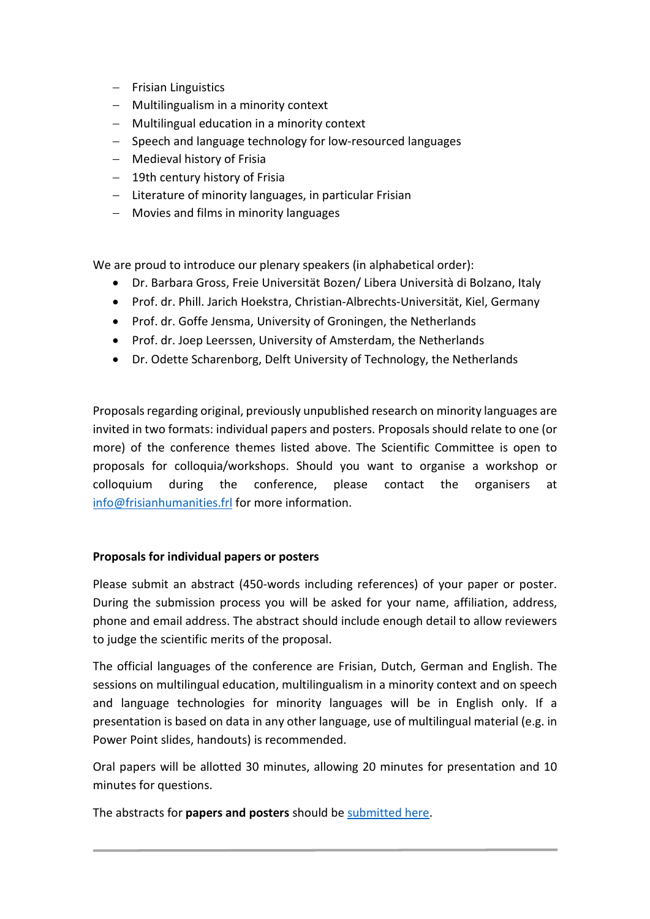- Frisian Linguistics
- Multilingualism in a minority context
- Multilingual education in a minority context
- Speech and language technology for low-resourced languages
- Medieval history of Frisia
- 19th century history of Frisia
- Literature of minority languages, in particular Frisian
- Movies and films in minority languages

We are proud to introduce our plenary speakers (in alphabetical order):

- Dr. Barbara Gross, Freie Universität Bozen/ Libera Università di Bolzano, Italy
- Prof. dr. Phill. Jarich Hoekstra, Christian-Albrechts-Universität, Kiel, Germany
- Prof. dr. Goffe Jensma, University of Groningen, the Netherlands
- Prof. dr. Joep Leerssen, University of Amsterdam, the Netherlands
- Dr. Odette Scharenborg, Delft University of Technology, the Netherlands

Proposals regarding original, previously unpublished research on minority languages are invited in two formats: individual papers and posters. Proposals should relate to one (or more) of the conference themes listed above. The Scientific Committee is open to proposals for colloquia/workshops. Should you want to organise a workshop or colloquium during the conference, please contact the organisers at info@frisianhumanities.frl for more information.

**Proposals for individual papers or posters**

Please submit an abstract (450-words including references) of your paper or poster. During the submission process you will be asked for your name, affiliation, address, phone and email address. The abstract should include enough detail to allow reviewers to judge the scientific merits of the proposal.

The official languages of the conference are Frisian, Dutch, German and English. The sessions on multilingual education, multilingualism in a minority context and on speech and language technologies for minority languages will be in English only. If a presentation is based on data in any other language, use of multilingual material (e.g. in Power Point slides, handouts) is recommended.

Oral papers will be allotted 30 minutes, allowing 20 minutes for presentation and 10 minutes for questions.

The abstracts for **papers and posters** should be submitted here.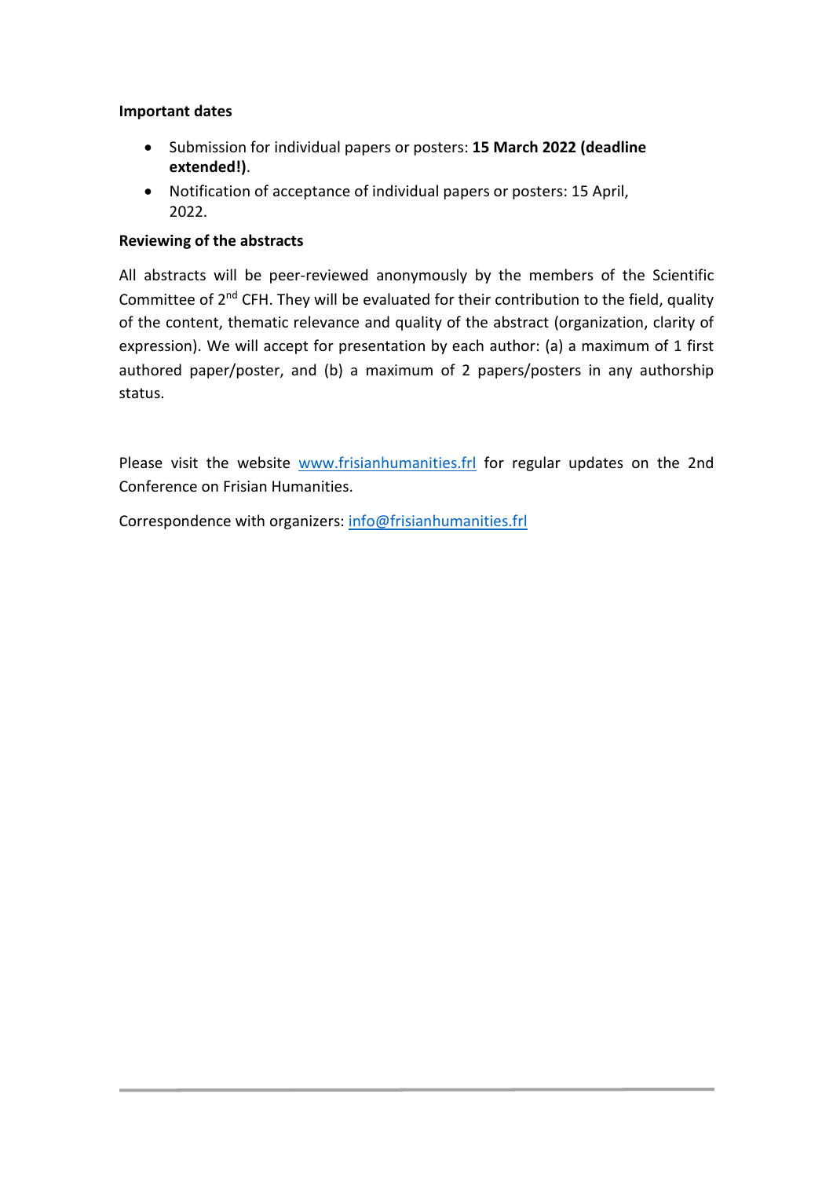**Important dates**

- Submission for individual papers or posters: **15 March 2022 (deadline extended!)**.
- Notification of acceptance of individual papers or posters: 15 April, 2022.

**Reviewing of the abstracts**

All abstracts will be peer-reviewed anonymously by the members of the Scientific Committee of 2nd CFH. They will be evaluated for their contribution to the field, quality of the content, thematic relevance and quality of the abstract (organization, clarity of expression). We will accept for presentation by each author: (a) a maximum of 1 first authored paper/poster, and (b) a maximum of 2 papers/posters in any authorship status.

Please visit the website www.frisianhumanities.frl for regular updates on the 2nd Conference on Frisian Humanities.

Correspondence with organizers: info@frisianhumanities.frl